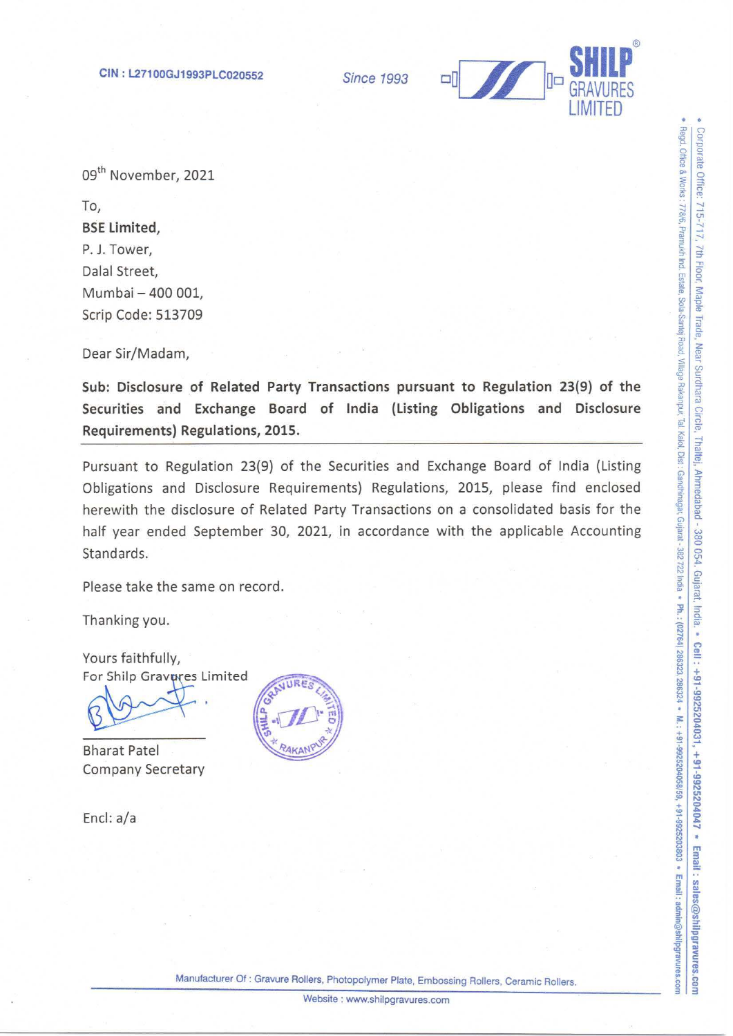CIN : L27100GJ1993PLC020552

*Since 1993*

**SHILP GRAVURES LIMITED**

09th November, 2021

To,
**BSE Limited**,
P. J. Tower,
Dalal Street,
Mumbai – 400 001,
Scrip Code: 513709

Dear Sir/Madam,

**Sub: Disclosure of Related Party Transactions pursuant to Regulation 23(9) of the Securities and Exchange Board of India (Listing Obligations and Disclosure Requirements) Regulations, 2015.**

Pursuant to Regulation 23(9) of the Securities and Exchange Board of India (Listing Obligations and Disclosure Requirements) Regulations, 2015, please find enclosed herewith the disclosure of Related Party Transactions on a consolidated basis for the half year ended September 30, 2021, in accordance with the applicable Accounting Standards.

Please take the same on record.

Thanking you.

Yours faithfully,
For Shilp Gravures Limited

Bharat Patel
Company Secretary

Encl: a/a

Manufacturer Of : Gravure Rollers, Photopolymer Plate, Embossing Rollers, Ceramic Rollers.

Website : www.shilpgravures.com

- Corporate Office: 715-717, 7th Floor, Maple Trade, Near Surdhara Circle, Thaltej, Ahmedabad - 380 054, Gujarat, India. • Cell : +91-9925204031, +91-9925204047 • Email : sales@shilpgravures.com
- Regd. Office & Works : 778/6, Pramukh Ind. Estate, Sola-Santej Road, Village Rakanpur, Tal. Kalol, Dist : Gandhinagar, Gujarat - 382 722 India • Ph. : (02764) 286323, 286324 • M. : +91-9925204058/59, +91-9925203803 • Email : admin@shilpgravures.com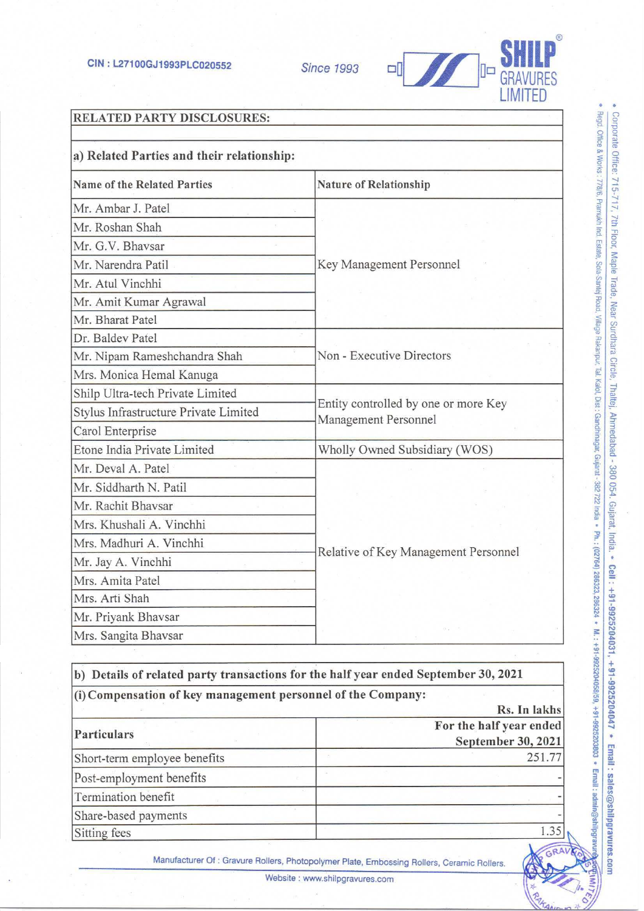## RELATED PARTY DISCLOSURES:

### a) Related Parties and their relationship:

| Name of the Related Parties | Nature of Relationship |
|---|---|
| Mr. Ambar J. Patel | Key Management Personnel |
| Mr. Roshan Shah | |
| Mr. G.V. Bhavsar | |
| Mr. Narendra Patil | |
| Mr. Atul Vinchhi | |
| Mr. Amit Kumar Agrawal | |
| Mr. Bharat Patel | |
| Dr. Baldev Patel | Non - Executive Directors |
| Mr. Nipam Rameshchandra Shah | |
| Mrs. Monica Hemal Kanuga | |
| Shilp Ultra-tech Private Limited | Entity controlled by one or more Key Management Personnel |
| Stylus Infrastructure Private Limited | |
| Carol Enterprise | |
| Etone India Private Limited | Wholly Owned Subsidiary (WOS) |
| Mr. Deval A. Patel | Relative of Key Management Personnel |
| Mr. Siddharth N. Patil | |
| Mr. Rachit Bhavsar | |
| Mrs. Khushali A. Vinchhi | |
| Mrs. Madhuri A. Vinchhi | |
| Mr. Jay A. Vinchhi | |
| Mrs. Amita Patel | |
| Mrs. Arti Shah | |
| Mr. Priyank Bhavsar | |
| Mrs. Sangita Bhavsar | |

### b) Details of related party transactions for the half year ended September 30, 2021

**(i) Compensation of key management personnel of the Company:**

Rs. In lakhs

| Particulars | For the half year ended September 30, 2021 |
|---|---|
| Short-term employee benefits | 251.77 |
| Post-employment benefits | - |
| Termination benefit | - |
| Share-based payments | - |
| Sitting fees | 1.35 |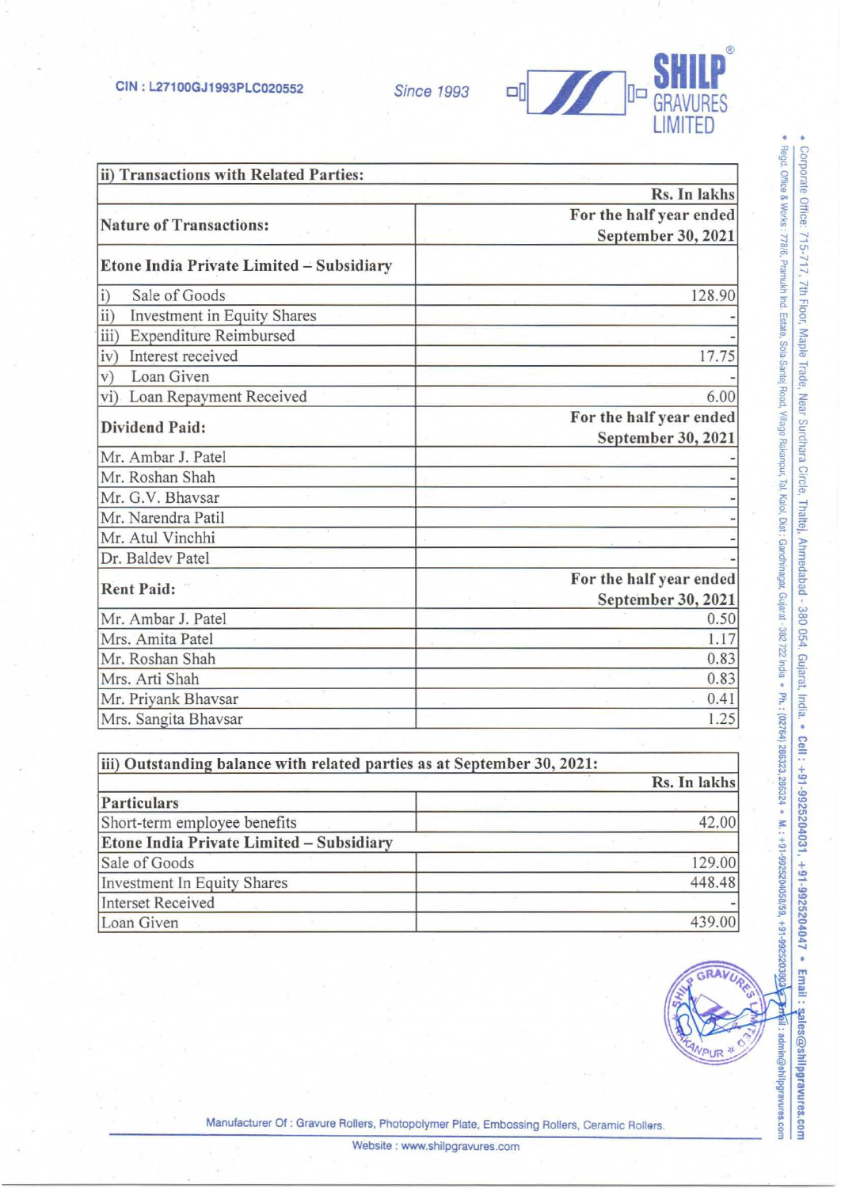**ii) Transactions with Related Parties:**

| | Rs. In lakhs |
|---|---|
| **Nature of Transactions:** | **For the half year ended September 30, 2021** |
| **Etone India Private Limited – Subsidiary** | |
| i) Sale of Goods | 128.90 |
| ii) Investment in Equity Shares | - |
| iii) Expenditure Reimbursed | - |
| iv) Interest received | 17.75 |
| v) Loan Given | - |
| vi) Loan Repayment Received | 6.00 |
| **Dividend Paid:** | **For the half year ended September 30, 2021** |
| Mr. Ambar J. Patel | - |
| Mr. Roshan Shah | - |
| Mr. G.V. Bhavsar | - |
| Mr. Narendra Patil | - |
| Mr. Atul Vinchhi | - |
| Dr. Baldev Patel | - |
| **Rent Paid:** | **For the half year ended September 30, 2021** |
| Mr. Ambar J. Patel | 0.50 |
| Mrs. Amita Patel | 1.17 |
| Mr. Roshan Shah | 0.83 |
| Mrs. Arti Shah | 0.83 |
| Mr. Priyank Bhavsar | 0.41 |
| Mrs. Sangita Bhavsar | 1.25 |

**iii) Outstanding balance with related parties as at September 30, 2021:**

| | Rs. In lakhs |
|---|---|
| **Particulars** | |
| Short-term employee benefits | 42.00 |
| **Etone India Private Limited – Subsidiary** | |
| Sale of Goods | 129.00 |
| Investment In Equity Shares | 448.48 |
| Interset Received | - |
| Loan Given | 439.00 |